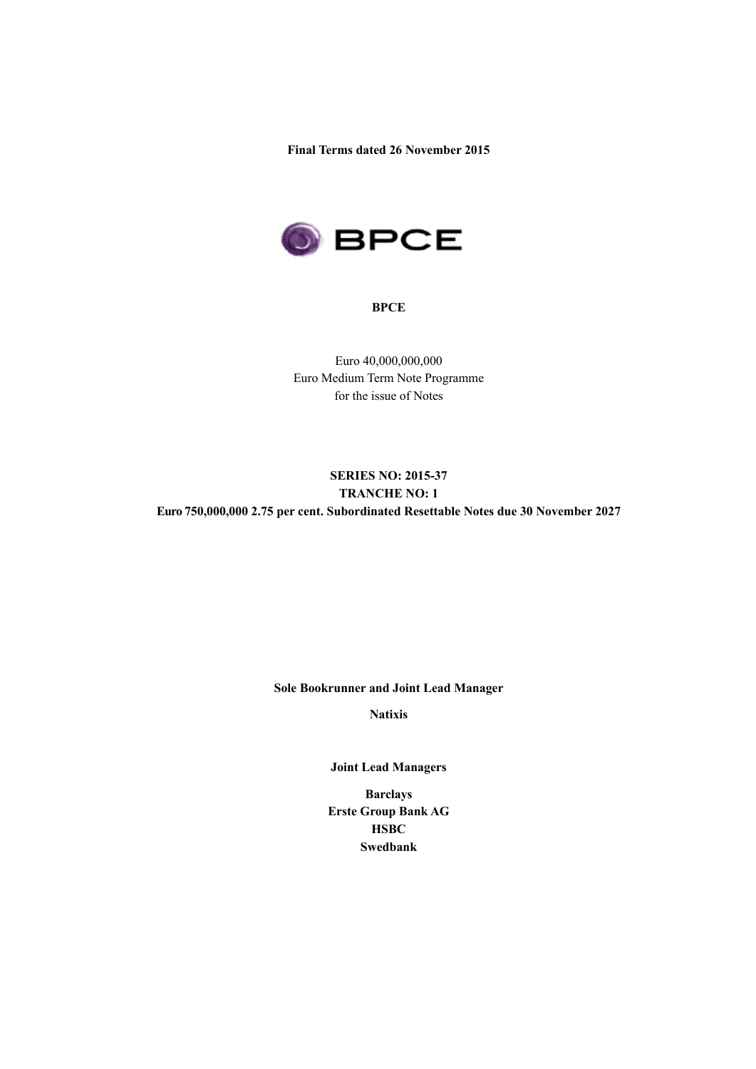**Final Terms dated 26 November 2015**

**BPCE**

Euro 40,000,000,000
Euro Medium Term Note Programme
for the issue of Notes

**SERIES NO: 2015-37**
**TRANCHE NO: 1**
**Euro 750,000,000 2.75 per cent. Subordinated Resettable Notes due 30 November 2027**

**Sole Bookrunner and Joint Lead Manager**

**Natixis**

**Joint Lead Managers**

**Barclays**
**Erste Group Bank AG**
**HSBC**
**Swedbank**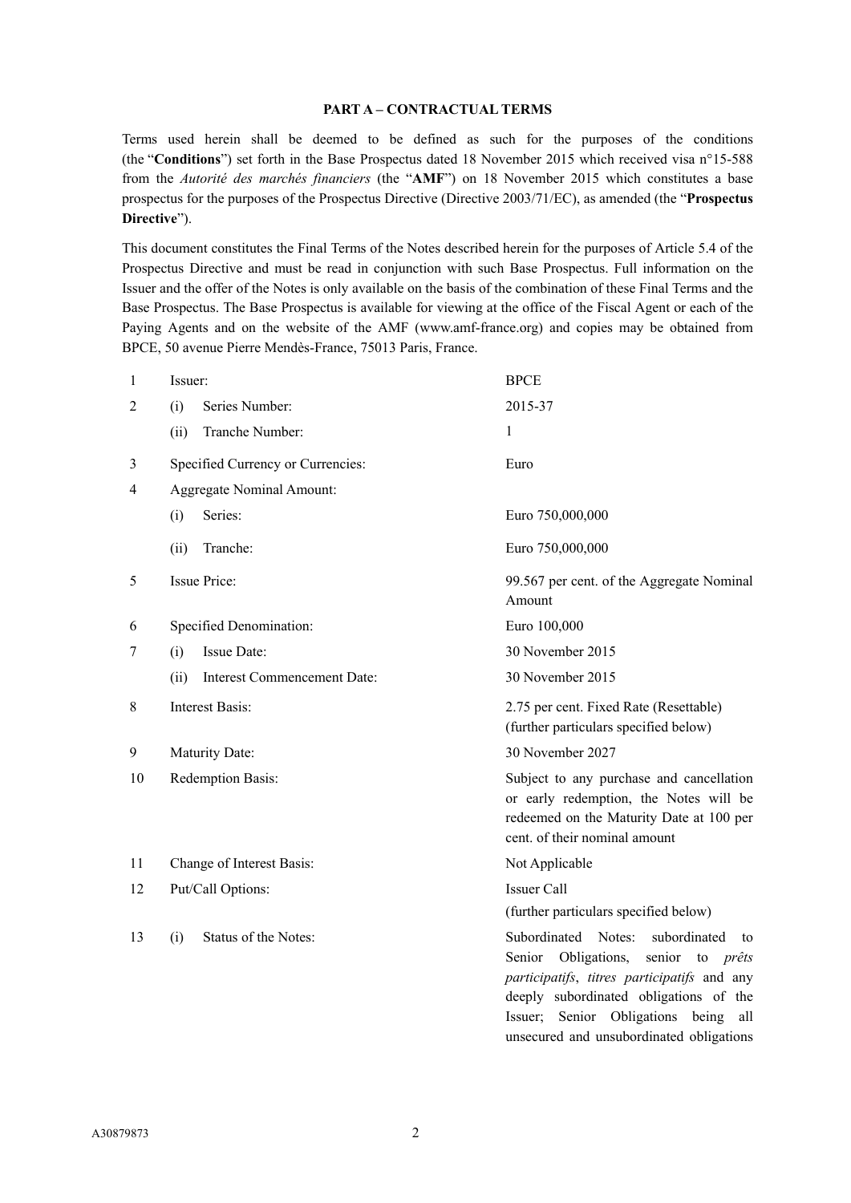## PART A – CONTRACTUAL TERMS

Terms used herein shall be deemed to be defined as such for the purposes of the conditions (the "**Conditions**") set forth in the Base Prospectus dated 18 November 2015 which received visa n°15-588 from the *Autorité des marchés financiers* (the "**AMF**") on 18 November 2015 which constitutes a base prospectus for the purposes of the Prospectus Directive (Directive 2003/71/EC), as amended (the "**Prospectus Directive**").

This document constitutes the Final Terms of the Notes described herein for the purposes of Article 5.4 of the Prospectus Directive and must be read in conjunction with such Base Prospectus. Full information on the Issuer and the offer of the Notes is only available on the basis of the combination of these Final Terms and the Base Prospectus. The Base Prospectus is available for viewing at the office of the Fiscal Agent or each of the Paying Agents and on the website of the AMF (www.amf-france.org) and copies may be obtained from BPCE, 50 avenue Pierre Mendès-France, 75013 Paris, France.

| | | |
|---|---|---|
| 1 | Issuer: | BPCE |
| 2 | (i) Series Number: | 2015-37 |
| | (ii) Tranche Number: | 1 |
| 3 | Specified Currency or Currencies: | Euro |
| 4 | Aggregate Nominal Amount: | |
| | (i) Series: | Euro 750,000,000 |
| | (ii) Tranche: | Euro 750,000,000 |
| 5 | Issue Price: | 99.567 per cent. of the Aggregate Nominal Amount |
| 6 | Specified Denomination: | Euro 100,000 |
| 7 | (i) Issue Date: | 30 November 2015 |
| | (ii) Interest Commencement Date: | 30 November 2015 |
| 8 | Interest Basis: | 2.75 per cent. Fixed Rate (Resettable) (further particulars specified below) |
| 9 | Maturity Date: | 30 November 2027 |
| 10 | Redemption Basis: | Subject to any purchase and cancellation or early redemption, the Notes will be redeemed on the Maturity Date at 100 per cent. of their nominal amount |
| 11 | Change of Interest Basis: | Not Applicable |
| 12 | Put/Call Options: | Issuer Call (further particulars specified below) |
| 13 | (i) Status of the Notes: | Subordinated Notes: subordinated to Senior Obligations, senior to *prêts participatifs*, *titres participatifs* and any deeply subordinated obligations of the Issuer; Senior Obligations being all unsecured and unsubordinated obligations |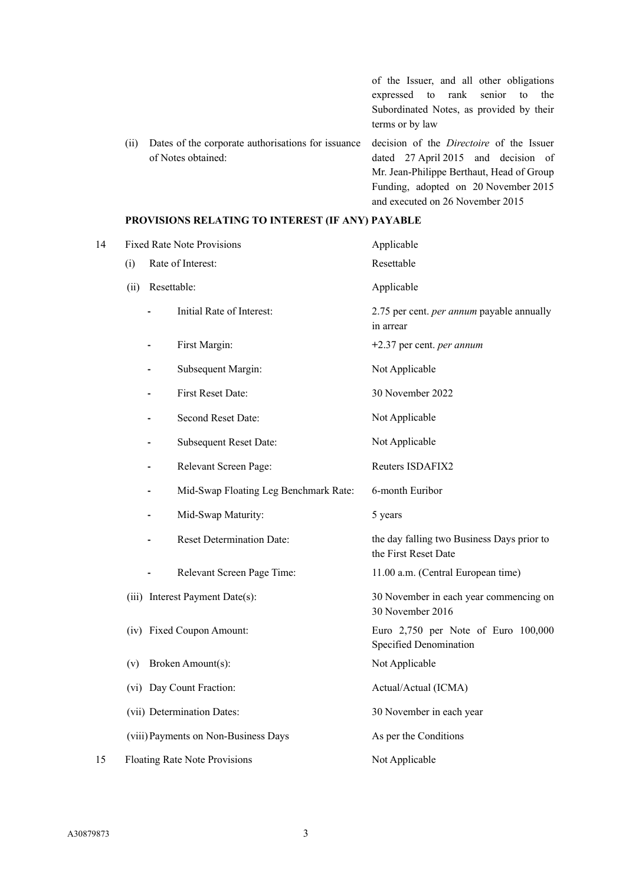| | | |
|---|---|---|
| | | of the Issuer, and all other obligations expressed to rank senior to the Subordinated Notes, as provided by their terms or by law |
| | (ii) Dates of the corporate authorisations for issuance of Notes obtained: | decision of the *Directoire* of the Issuer dated 27 April 2015 and decision of Mr. Jean-Philippe Berthaut, Head of Group Funding, adopted on 20 November 2015 and executed on 26 November 2015 |

**PROVISIONS RELATING TO INTEREST (IF ANY) PAYABLE**

| | | |
|---|---|---|
| 14 | Fixed Rate Note Provisions | Applicable |
| | (i) Rate of Interest: | Resettable |
| | (ii) Resettable: | Applicable |
| | - Initial Rate of Interest: | 2.75 per cent. *per annum* payable annually in arrear |
| | - First Margin: | +2.37 per cent. *per annum* |
| | - Subsequent Margin: | Not Applicable |
| | - First Reset Date: | 30 November 2022 |
| | - Second Reset Date: | Not Applicable |
| | - Subsequent Reset Date: | Not Applicable |
| | - Relevant Screen Page: | Reuters ISDAFIX2 |
| | - Mid-Swap Floating Leg Benchmark Rate: | 6-month Euribor |
| | - Mid-Swap Maturity: | 5 years |
| | - Reset Determination Date: | the day falling two Business Days prior to the First Reset Date |
| | - Relevant Screen Page Time: | 11.00 a.m. (Central European time) |
| | (iii) Interest Payment Date(s): | 30 November in each year commencing on 30 November 2016 |
| | (iv) Fixed Coupon Amount: | Euro 2,750 per Note of Euro 100,000 Specified Denomination |
| | (v) Broken Amount(s): | Not Applicable |
| | (vi) Day Count Fraction: | Actual/Actual (ICMA) |
| | (vii) Determination Dates: | 30 November in each year |
| | (viii) Payments on Non-Business Days | As per the Conditions |
| 15 | Floating Rate Note Provisions | Not Applicable |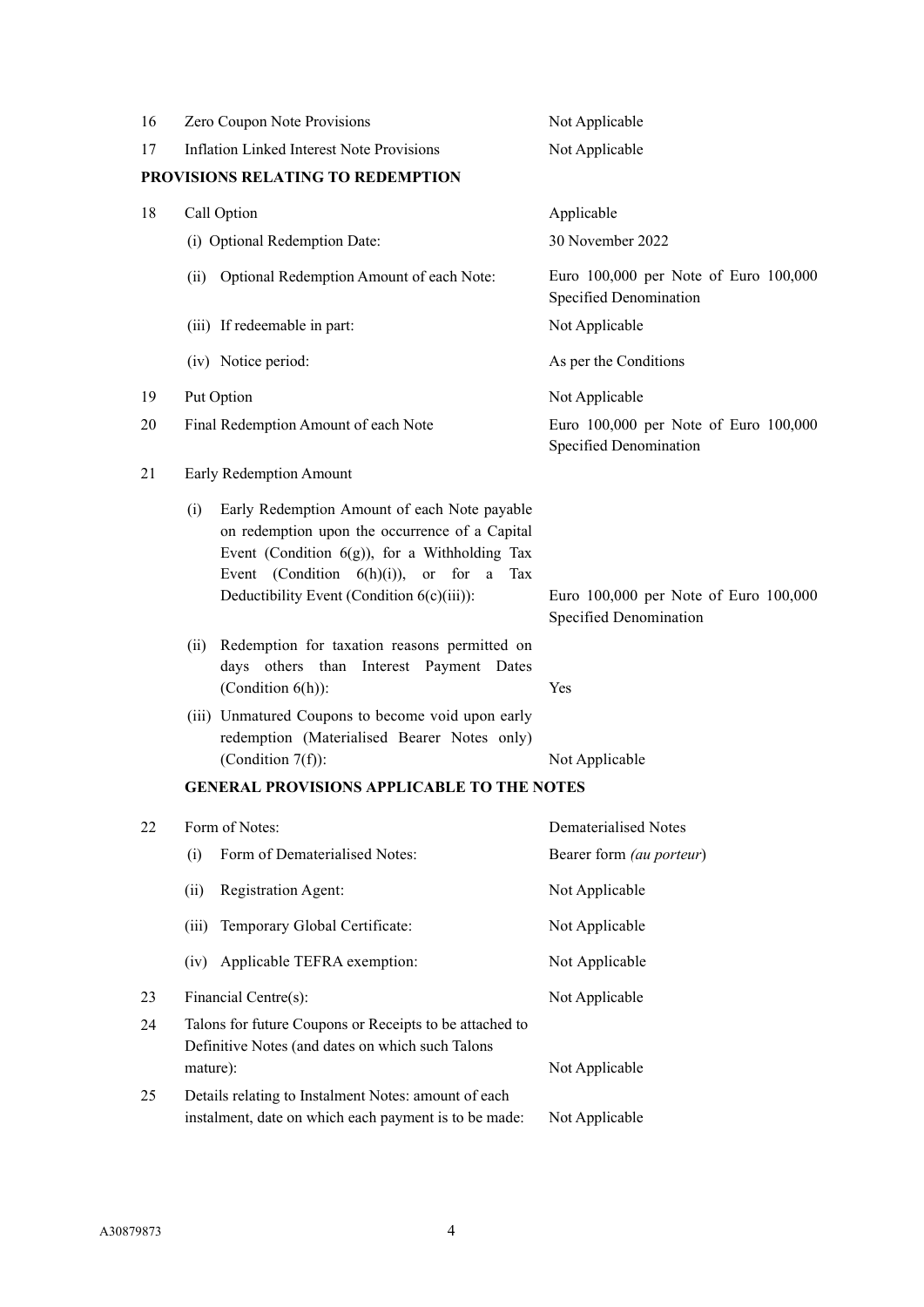| | | |
|---|---|---|
| 16 | Zero Coupon Note Provisions | Not Applicable |
| 17 | Inflation Linked Interest Note Provisions | Not Applicable |

**PROVISIONS RELATING TO REDEMPTION**

| | | |
|---|---|---|
| 18 | Call Option | Applicable |
| | (i) Optional Redemption Date: | 30 November 2022 |
| | (ii) Optional Redemption Amount of each Note: | Euro 100,000 per Note of Euro 100,000 Specified Denomination |
| | (iii) If redeemable in part: | Not Applicable |
| | (iv) Notice period: | As per the Conditions |
| 19 | Put Option | Not Applicable |
| 20 | Final Redemption Amount of each Note | Euro 100,000 per Note of Euro 100,000 Specified Denomination |
| 21 | Early Redemption Amount | |
| | (i) Early Redemption Amount of each Note payable on redemption upon the occurrence of a Capital Event (Condition 6(g)), for a Withholding Tax Event (Condition 6(h)(i)), or for a Tax Deductibility Event (Condition 6(c)(iii)): | Euro 100,000 per Note of Euro 100,000 Specified Denomination |
| | (ii) Redemption for taxation reasons permitted on days others than Interest Payment Dates (Condition 6(h)): | Yes |
| | (iii) Unmatured Coupons to become void upon early redemption (Materialised Bearer Notes only) (Condition 7(f)): | Not Applicable |

**GENERAL PROVISIONS APPLICABLE TO THE NOTES**

| | | |
|---|---|---|
| 22 | Form of Notes: | Dematerialised Notes |
| | (i) Form of Dematerialised Notes: | Bearer form *(au porteur)* |
| | (ii) Registration Agent: | Not Applicable |
| | (iii) Temporary Global Certificate: | Not Applicable |
| | (iv) Applicable TEFRA exemption: | Not Applicable |
| 23 | Financial Centre(s): | Not Applicable |
| 24 | Talons for future Coupons or Receipts to be attached to Definitive Notes (and dates on which such Talons mature): | Not Applicable |
| 25 | Details relating to Instalment Notes: amount of each instalment, date on which each payment is to be made: | Not Applicable |

A30879873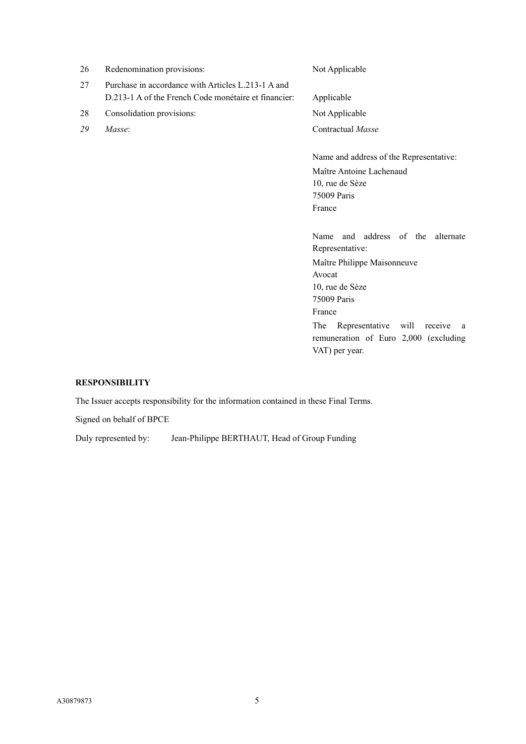| | | |
|---|---|---|
| 26 | Redenomination provisions: | Not Applicable |
| 27 | Purchase in accordance with Articles L.213-1 A and D.213-1 A of the French Code monétaire et financier: | Applicable |
| 28 | Consolidation provisions: | Not Applicable |
| *29* | *Masse*: | Contractual *Masse*<br><br>Name and address of the Representative:<br>Maître Antoine Lachenaud<br>10, rue de Sèze<br>75009 Paris<br>France<br><br>Name and address of the alternate Representative:<br>Maître Philippe Maisonneuve<br>Avocat<br>10, rue de Sèze<br>75009 Paris<br>France<br>The Representative will receive a remuneration of Euro 2,000 (excluding VAT) per year. |

**RESPONSIBILITY**

The Issuer accepts responsibility for the information contained in these Final Terms.

Signed on behalf of BPCE

Duly represented by: Jean-Philippe BERTHAUT, Head of Group Funding

A30879873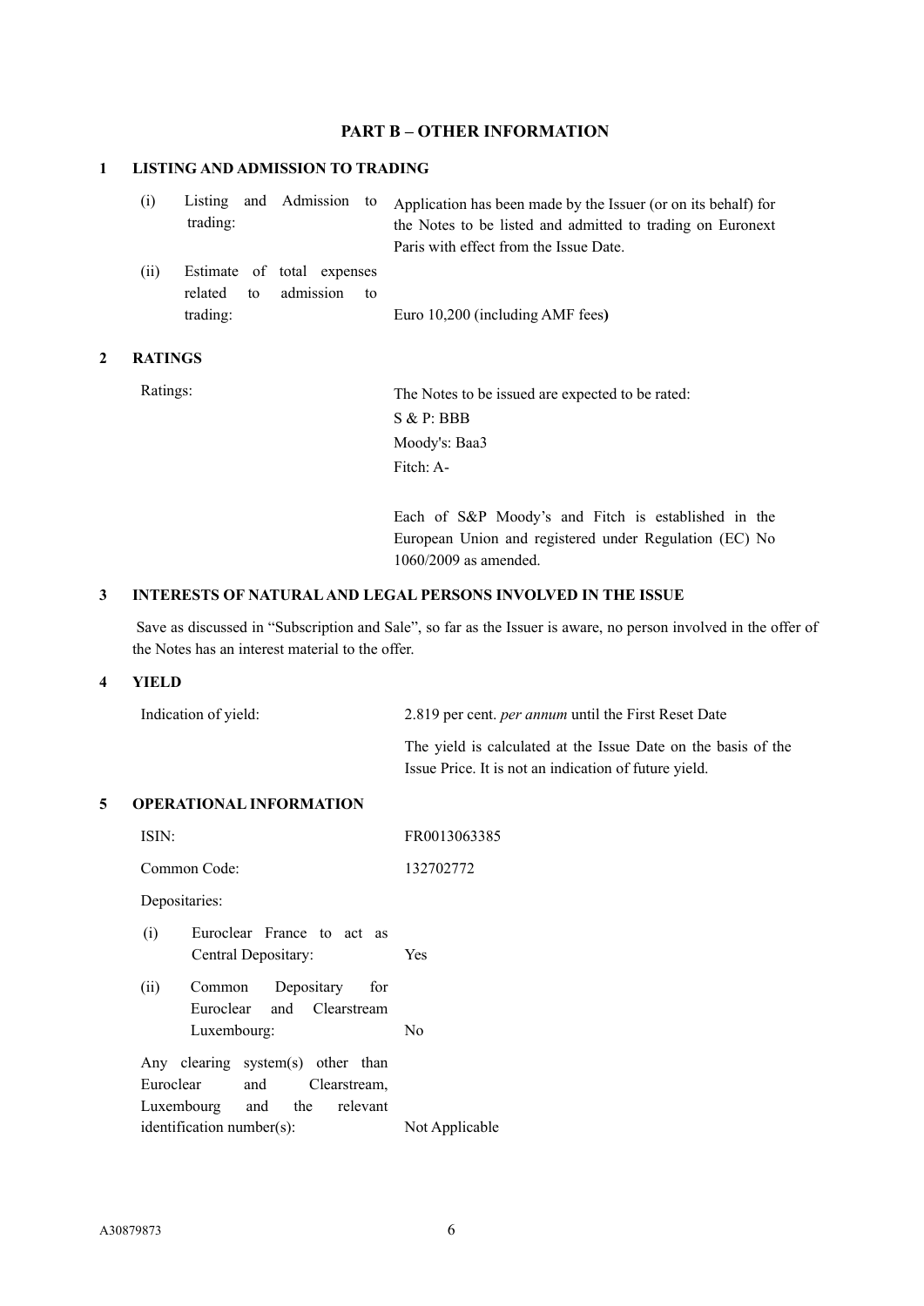## PART B – OTHER INFORMATION

### 1 LISTING AND ADMISSION TO TRADING

| | |
|---|---|
| (i) Listing and Admission to trading: | Application has been made by the Issuer (or on its behalf) for the Notes to be listed and admitted to trading on Euronext Paris with effect from the Issue Date. |
| (ii) Estimate of total expenses related to admission to trading: | Euro 10,200 (including AMF fees**)** |

### 2 RATINGS

| | |
|---|---|
| Ratings: | The Notes to be issued are expected to be rated:<br>S & P: BBB<br>Moody's: Baa3<br>Fitch: A-<br><br>Each of S&P Moody's and Fitch is established in the European Union and registered under Regulation (EC) No 1060/2009 as amended. |

### 3 INTERESTS OF NATURAL AND LEGAL PERSONS INVOLVED IN THE ISSUE

Save as discussed in "Subscription and Sale", so far as the Issuer is aware, no person involved in the offer of the Notes has an interest material to the offer.

### 4 YIELD

| | |
|---|---|
| Indication of yield: | 2.819 per cent. *per annum* until the First Reset Date<br><br>The yield is calculated at the Issue Date on the basis of the Issue Price. It is not an indication of future yield. |

### 5 OPERATIONAL INFORMATION

| | |
|---|---|
| ISIN: | FR0013063385 |
| Common Code: | 132702772 |
| Depositaries: | |
| (i) Euroclear France to act as Central Depositary: | Yes |
| (ii) Common Depositary for Euroclear and Clearstream Luxembourg: | No |
| Any clearing system(s) other than Euroclear and Clearstream, Luxembourg and the relevant identification number(s): | Not Applicable |

A30879873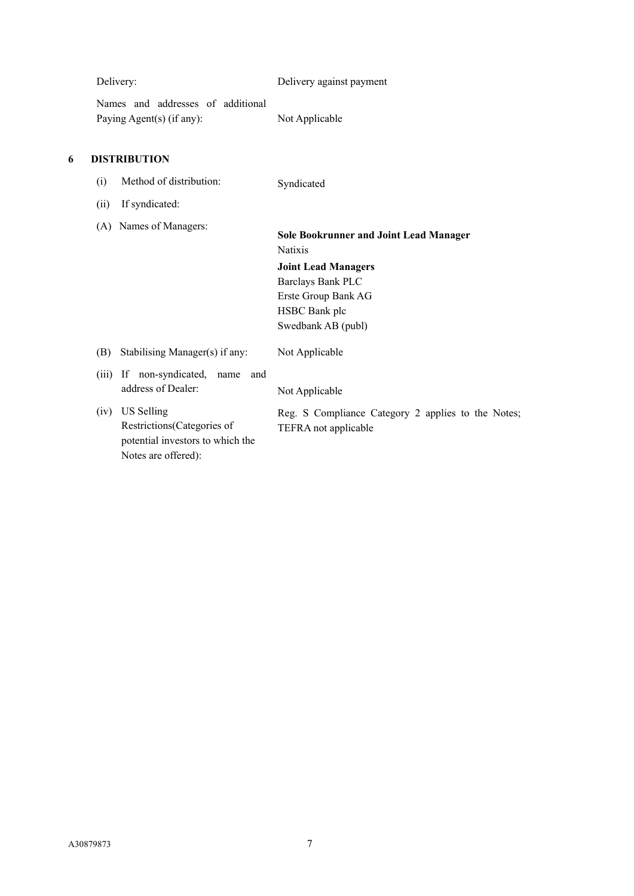| | |
|---|---|
| Delivery: | Delivery against payment |
| Names and addresses of additional Paying Agent(s) (if any): | Not Applicable |

## 6 DISTRIBUTION

| | |
|---|---|
| (i) Method of distribution: | Syndicated |
| (ii) If syndicated: | |
| (A) Names of Managers: | **Sole Bookrunner and Joint Lead Manager**<br>Natixis<br>**Joint Lead Managers**<br>Barclays Bank PLC<br>Erste Group Bank AG<br>HSBC Bank plc<br>Swedbank AB (publ) |
| (B) Stabilising Manager(s) if any: | Not Applicable |
| (iii) If non-syndicated, name and address of Dealer: | Not Applicable |
| (iv) US Selling Restrictions(Categories of potential investors to which the Notes are offered): | Reg. S Compliance Category 2 applies to the Notes; TEFRA not applicable |

A30879873